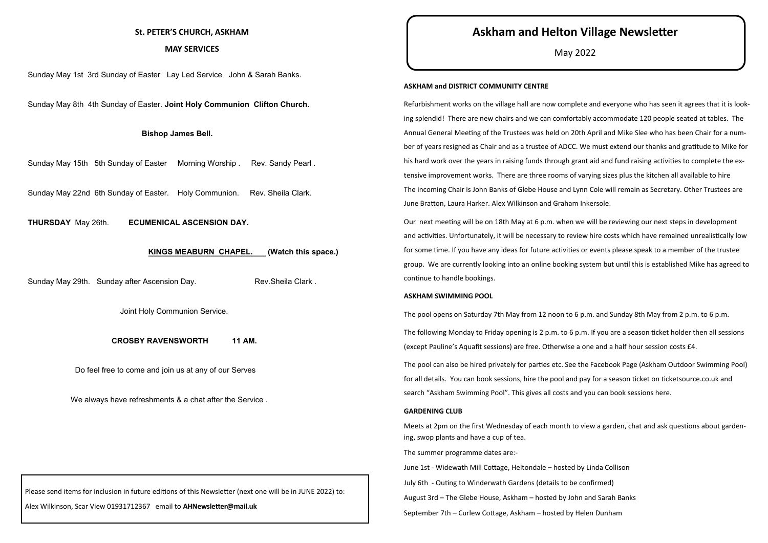## St. PETER'S CHURCH, ASKHAM

### MAY SERVICES

Sunday May 1st 3rd Sunday of Easter Lay Led Service John & Sarah Banks.

Sunday May 8th 4th Sunday of Easter. **Joint Holy Communion Clifton Church.**

**Bishop James Bell.**

Sunday May 15th 5th Sunday of Easter Morning Worship . Rev. Sandy Pearl .

Sunday May 22nd 6th Sunday of Easter. Holy Communion. Rev. Sheila Clark.

**THURSDAY** May 26th. **ECUMENICAL ASCENSION DAY.**

**KINGS MEABURN CHAPEL. (Watch this space.)**

Sunday May 29th. Sunday after Ascension Day. Rev.Sheila Clark .

Joint Holy Communion Service.

**CROSBY RAVENSWORTH 11 AM.**

Do feel free to come and join us at any of our Serves

We always have refreshments & a chat after the Service .

Please send items for inclusion in future editions of this Newsletter (next one will be in JUNE 2022) to:
Alex Wilkinson, Scar View 01931712367 email to **AHNewsletter@mail.uk**

# Askham and Helton Village Newsletter

May 2022

### ASKHAM and DISTRICT COMMUNITY CENTRE

Refurbishment works on the village hall are now complete and everyone who has seen it agrees that it is looking splendid! There are new chairs and we can comfortably accommodate 120 people seated at tables. The Annual General Meeting of the Trustees was held on 20th April and Mike Slee who has been Chair for a number of years resigned as Chair and as a trustee of ADCC. We must extend our thanks and gratitude to Mike for his hard work over the years in raising funds through grant aid and fund raising activities to complete the extensive improvement works. There are three rooms of varying sizes plus the kitchen all available to hire The incoming Chair is John Banks of Glebe House and Lynn Cole will remain as Secretary. Other Trustees are June Bratton, Laura Harker. Alex Wilkinson and Graham Inkersole.

Our next meeting will be on 18th May at 6 p.m. when we will be reviewing our next steps in development and activities. Unfortunately, it will be necessary to review hire costs which have remained unrealistically low for some time. If you have any ideas for future activities or events please speak to a member of the trustee group. We are currently looking into an online booking system but until this is established Mike has agreed to continue to handle bookings.

### ASKHAM SWIMMING POOL

The pool opens on Saturday 7th May from 12 noon to 6 p.m. and Sunday 8th May from 2 p.m. to 6 p.m.

The following Monday to Friday opening is 2 p.m. to 6 p.m. If you are a season ticket holder then all sessions (except Pauline's Aquafit sessions) are free. Otherwise a one and a half hour session costs £4.

The pool can also be hired privately for parties etc. See the Facebook Page (Askham Outdoor Swimming Pool) for all details. You can book sessions, hire the pool and pay for a season ticket on ticketsource.co.uk and search "Askham Swimming Pool". This gives all costs and you can book sessions here.

### GARDENING CLUB

Meets at 2pm on the first Wednesday of each month to view a garden, chat and ask questions about gardening, swop plants and have a cup of tea.

The summer programme dates are:-

June 1st - Widewath Mill Cottage, Heltondale – hosted by Linda Collison

July 6th - Outing to Winderwath Gardens (details to be confirmed)

August 3rd – The Glebe House, Askham – hosted by John and Sarah Banks

September 7th – Curlew Cottage, Askham – hosted by Helen Dunham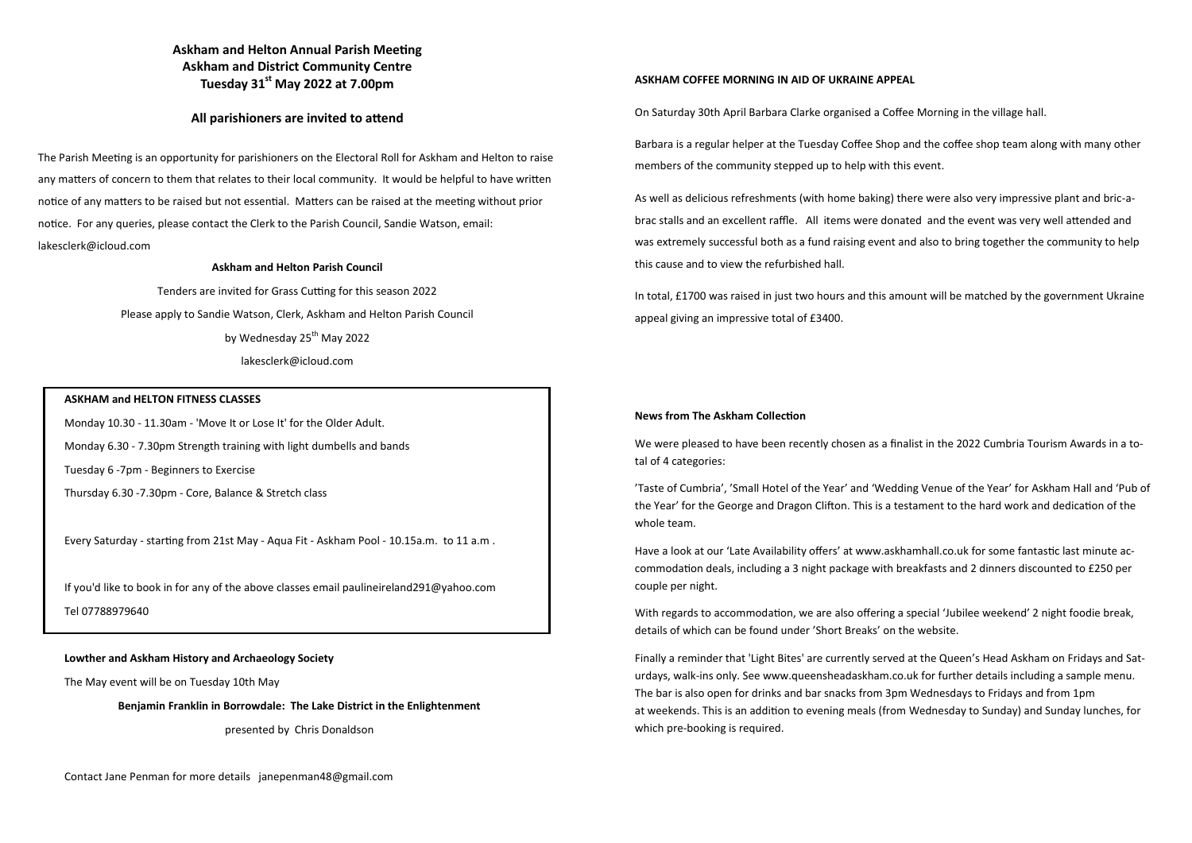**Askham and Helton Annual Parish Meeting**
**Askham and District Community Centre**
**Tuesday 31st May 2022 at 7.00pm**

**All parishioners are invited to attend**

The Parish Meeting is an opportunity for parishioners on the Electoral Roll for Askham and Helton to raise any matters of concern to them that relates to their local community. It would be helpful to have written notice of any matters to be raised but not essential. Matters can be raised at the meeting without prior notice. For any queries, please contact the Clerk to the Parish Council, Sandie Watson, email: lakesclerk@icloud.com

**Askham and Helton Parish Council**

Tenders are invited for Grass Cutting for this season 2022

Please apply to Sandie Watson, Clerk, Askham and Helton Parish Council

by Wednesday 25th May 2022

lakesclerk@icloud.com

**ASKHAM and HELTON FITNESS CLASSES**

Monday 10.30 - 11.30am - 'Move It or Lose It' for the Older Adult.

Monday 6.30 - 7.30pm Strength training with light dumbells and bands

Tuesday 6 -7pm - Beginners to Exercise

Thursday 6.30 -7.30pm - Core, Balance & Stretch class

Every Saturday - starting from 21st May - Aqua Fit - Askham Pool - 10.15a.m. to 11 a.m .

If you'd like to book in for any of the above classes email paulineireland291@yahoo.com

Tel 07788979640

**Lowther and Askham History and Archaeology Society**

The May event will be on Tuesday 10th May

**Benjamin Franklin in Borrowdale: The Lake District in the Enlightenment**

presented by Chris Donaldson

Contact Jane Penman for more details janepenman48@gmail.com

**ASKHAM COFFEE MORNING IN AID OF UKRAINE APPEAL**

On Saturday 30th April Barbara Clarke organised a Coffee Morning in the village hall.

Barbara is a regular helper at the Tuesday Coffee Shop and the coffee shop team along with many other members of the community stepped up to help with this event.

As well as delicious refreshments (with home baking) there were also very impressive plant and bric-a-brac stalls and an excellent raffle. All items were donated and the event was very well attended and was extremely successful both as a fund raising event and also to bring together the community to help this cause and to view the refurbished hall.

In total, £1700 was raised in just two hours and this amount will be matched by the government Ukraine appeal giving an impressive total of £3400.

**News from The Askham Collection**

We were pleased to have been recently chosen as a finalist in the 2022 Cumbria Tourism Awards in a total of 4 categories:

'Taste of Cumbria', 'Small Hotel of the Year' and 'Wedding Venue of the Year' for Askham Hall and 'Pub of the Year' for the George and Dragon Clifton. This is a testament to the hard work and dedication of the whole team.

Have a look at our 'Late Availability offers' at www.askhamhall.co.uk for some fantastic last minute accommodation deals, including a 3 night package with breakfasts and 2 dinners discounted to £250 per couple per night.

With regards to accommodation, we are also offering a special 'Jubilee weekend' 2 night foodie break, details of which can be found under 'Short Breaks' on the website.

Finally a reminder that 'Light Bites' are currently served at the Queen's Head Askham on Fridays and Saturdays, walk-ins only. See www.queensheadaskham.co.uk for further details including a sample menu. The bar is also open for drinks and bar snacks from 3pm Wednesdays to Fridays and from 1pm at weekends. This is an addition to evening meals (from Wednesday to Sunday) and Sunday lunches, for which pre-booking is required.